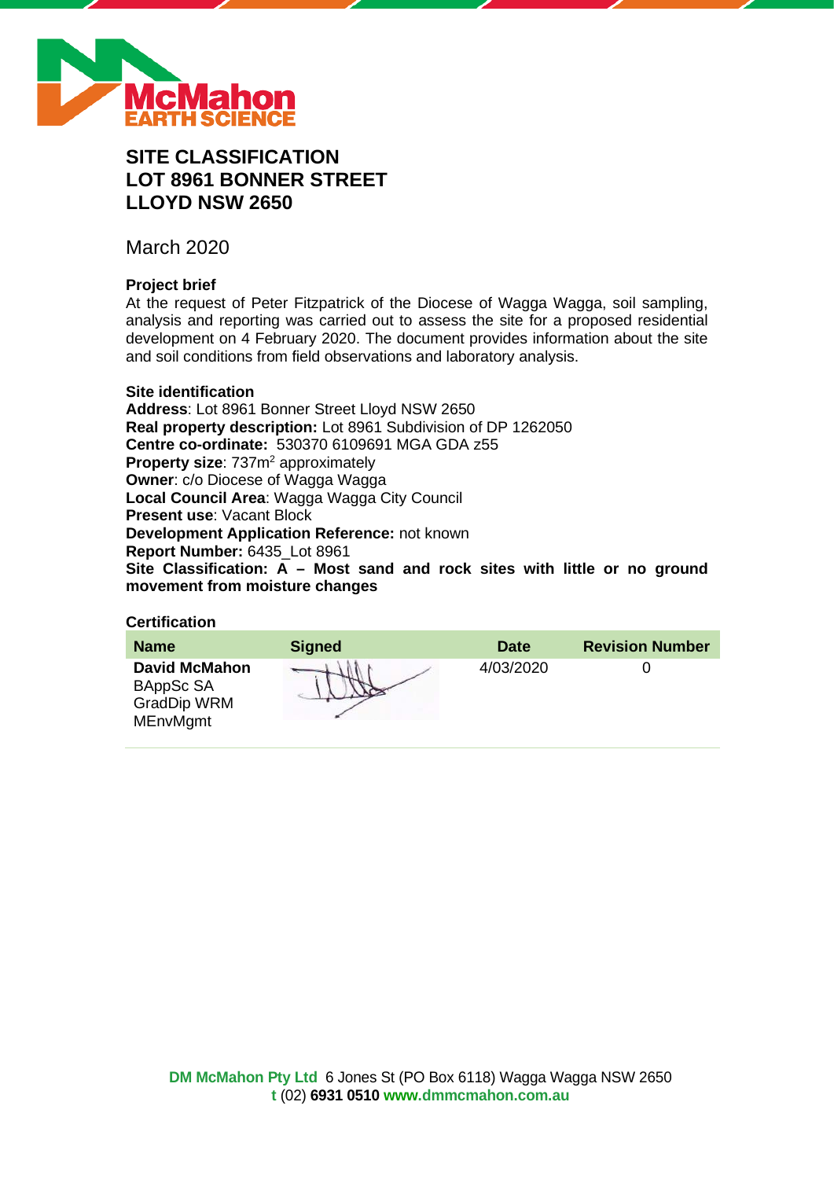# SITE CLASSIFICATION
# LOT 8961 BONNER STREET
# LLOYD NSW 2650

March 2020

**Project brief**

At the request of Peter Fitzpatrick of the Diocese of Wagga Wagga, soil sampling, analysis and reporting was carried out to assess the site for a proposed residential development on 4 February 2020. The document provides information about the site and soil conditions from field observations and laboratory analysis.

**Site identification**

**Address**: Lot 8961 Bonner Street Lloyd NSW 2650
**Real property description:** Lot 8961 Subdivision of DP 1262050
**Centre co-ordinate:** 530370 6109691 MGA GDA z55
**Property size**: 737m$^2$ approximately
**Owner**: c/o Diocese of Wagga Wagga
**Local Council Area**: Wagga Wagga City Council
**Present use**: Vacant Block
**Development Application Reference:** not known
**Report Number:** 6435_Lot 8961
**Site Classification: A – Most sand and rock sites with little or no ground movement from moisture changes**

**Certification**

| Name | Signed | Date | Revision Number |
|---|---|---|---|
| **David McMahon** BAppSc SA GradDip WRM MEnvMgmt | | 4/03/2020 | 0 |

**DM McMahon Pty Ltd** 6 Jones St (PO Box 6118) Wagga Wagga NSW 2650
**t** (02) **6931 0510** **www.dmmcmahon.com.au**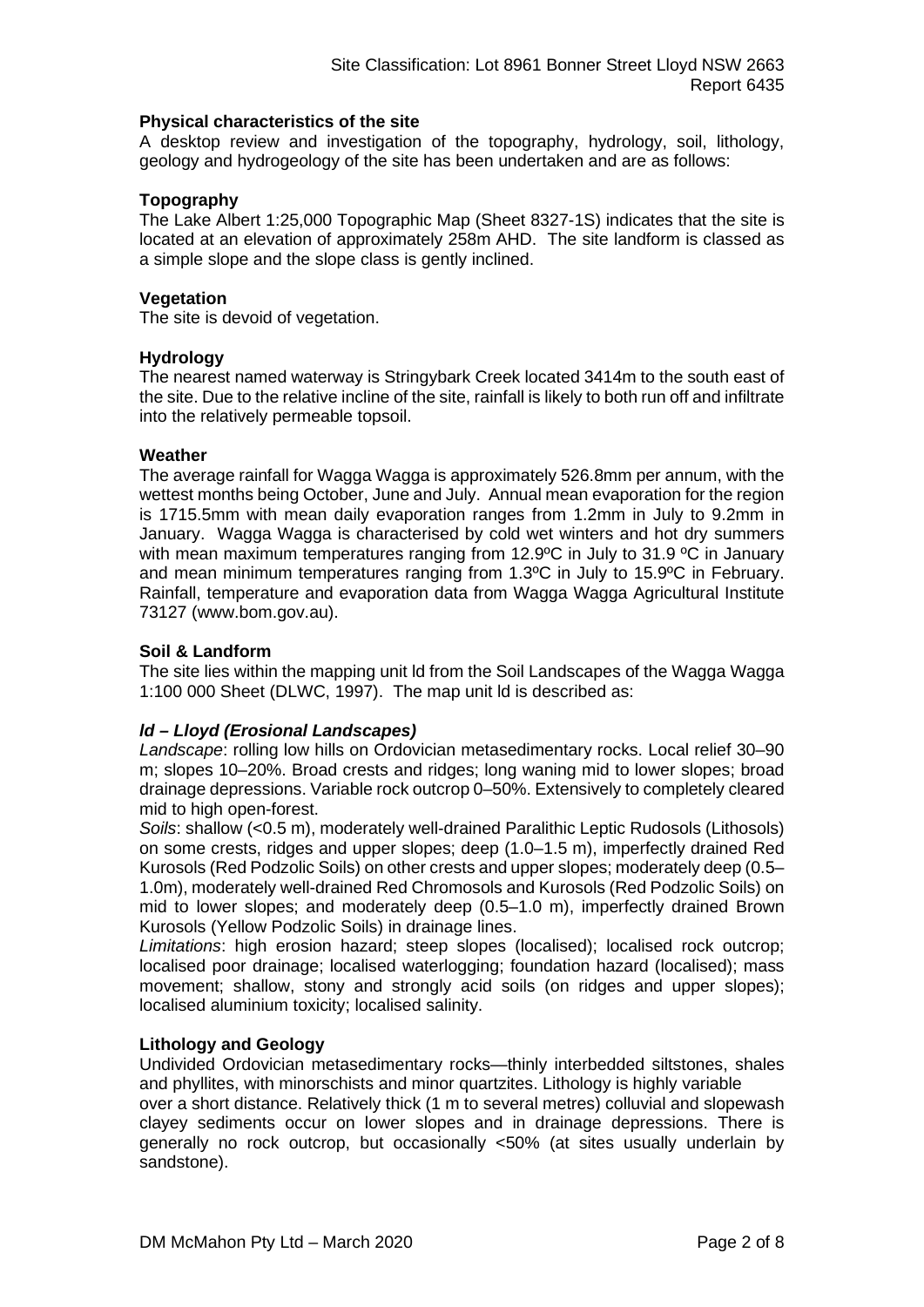**Physical characteristics of the site**

A desktop review and investigation of the topography, hydrology, soil, lithology, geology and hydrogeology of the site has been undertaken and are as follows:

**Topography**

The Lake Albert 1:25,000 Topographic Map (Sheet 8327-1S) indicates that the site is located at an elevation of approximately 258m AHD. The site landform is classed as a simple slope and the slope class is gently inclined.

**Vegetation**

The site is devoid of vegetation.

**Hydrology**

The nearest named waterway is Stringybark Creek located 3414m to the south east of the site. Due to the relative incline of the site, rainfall is likely to both run off and infiltrate into the relatively permeable topsoil.

**Weather**

The average rainfall for Wagga Wagga is approximately 526.8mm per annum, with the wettest months being October, June and July. Annual mean evaporation for the region is 1715.5mm with mean daily evaporation ranges from 1.2mm in July to 9.2mm in January. Wagga Wagga is characterised by cold wet winters and hot dry summers with mean maximum temperatures ranging from 12.9ºC in July to 31.9 ºC in January and mean minimum temperatures ranging from 1.3ºC in July to 15.9ºC in February. Rainfall, temperature and evaporation data from Wagga Wagga Agricultural Institute 73127 (www.bom.gov.au).

**Soil & Landform**

The site lies within the mapping unit ld from the Soil Landscapes of the Wagga Wagga 1:100 000 Sheet (DLWC, 1997). The map unit ld is described as:

***ld – Lloyd (Erosional Landscapes)***

*Landscape*: rolling low hills on Ordovician metasedimentary rocks. Local relief 30–90 m; slopes 10–20%. Broad crests and ridges; long waning mid to lower slopes; broad drainage depressions. Variable rock outcrop 0–50%. Extensively to completely cleared mid to high open-forest.

*Soils*: shallow (<0.5 m), moderately well-drained Paralithic Leptic Rudosols (Lithosols) on some crests, ridges and upper slopes; deep (1.0–1.5 m), imperfectly drained Red Kurosols (Red Podzolic Soils) on other crests and upper slopes; moderately deep (0.5–1.0m), moderately well-drained Red Chromosols and Kurosols (Red Podzolic Soils) on mid to lower slopes; and moderately deep (0.5–1.0 m), imperfectly drained Brown Kurosols (Yellow Podzolic Soils) in drainage lines.

*Limitations*: high erosion hazard; steep slopes (localised); localised rock outcrop; localised poor drainage; localised waterlogging; foundation hazard (localised); mass movement; shallow, stony and strongly acid soils (on ridges and upper slopes); localised aluminium toxicity; localised salinity.

**Lithology and Geology**

Undivided Ordovician metasedimentary rocks—thinly interbedded siltstones, shales and phyllites, with minorschists and minor quartzites. Lithology is highly variable over a short distance. Relatively thick (1 m to several metres) colluvial and slopewash clayey sediments occur on lower slopes and in drainage depressions. There is generally no rock outcrop, but occasionally <50% (at sites usually underlain by sandstone).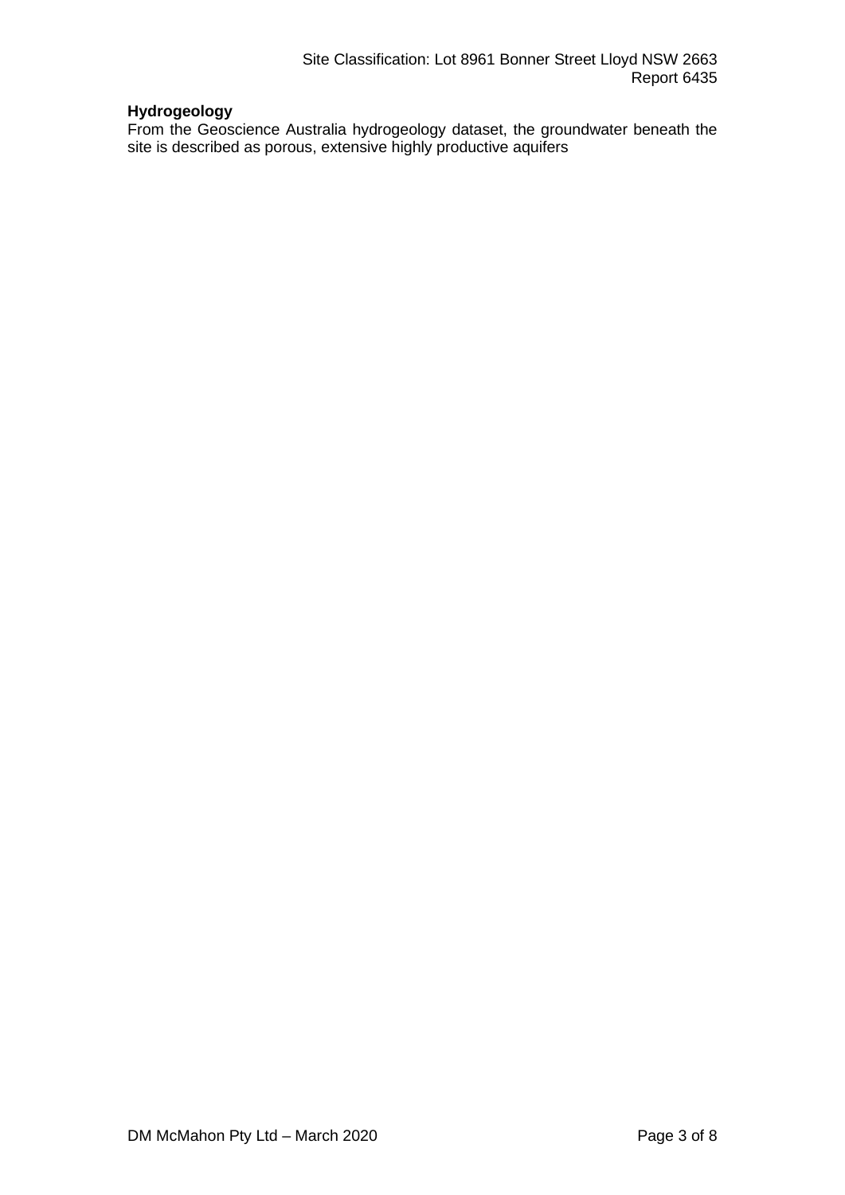**Hydrogeology**

From the Geoscience Australia hydrogeology dataset, the groundwater beneath the site is described as porous, extensive highly productive aquifers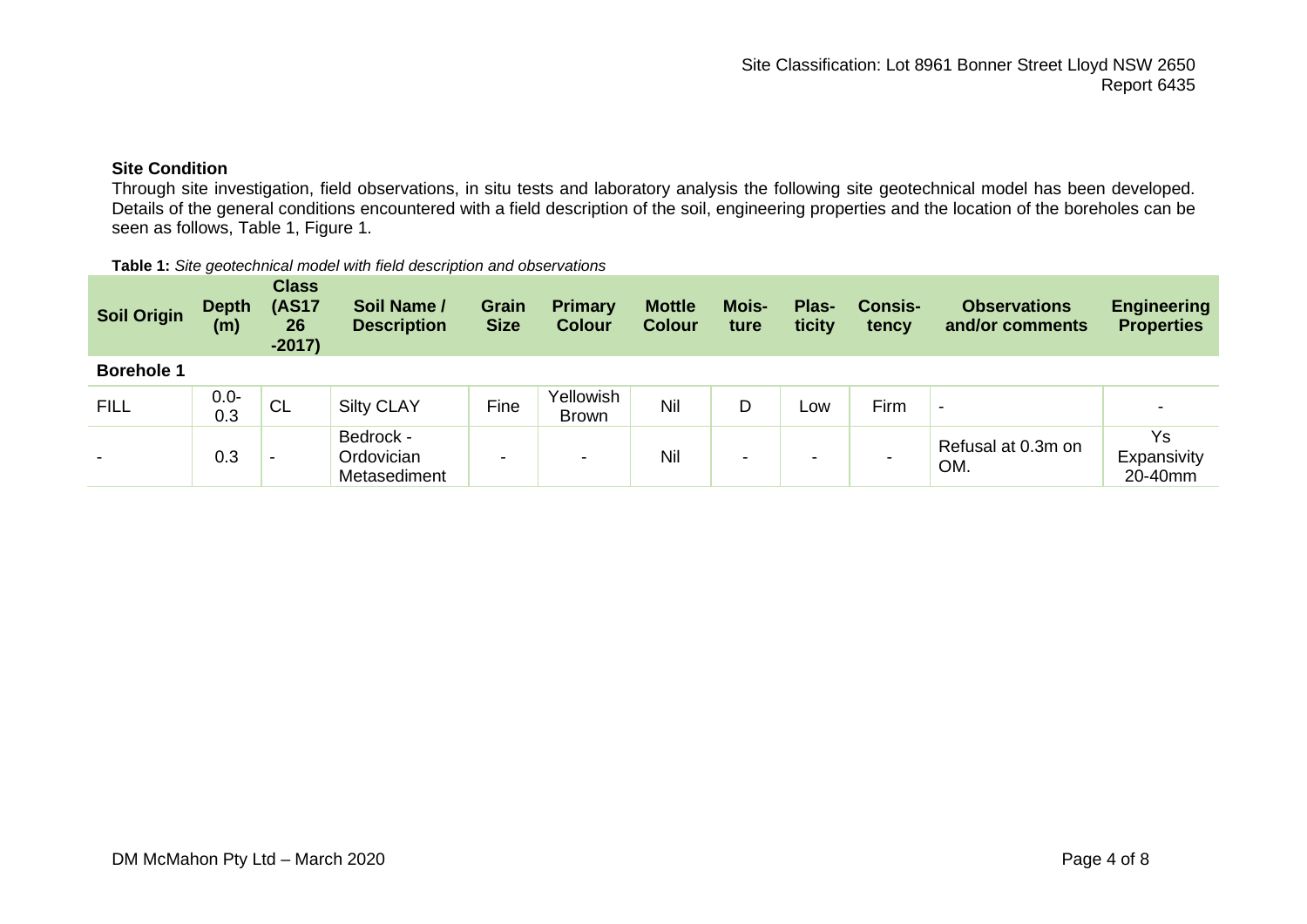## Site Condition

Through site investigation, field observations, in situ tests and laboratory analysis the following site geotechnical model has been developed. Details of the general conditions encountered with a field description of the soil, engineering properties and the location of the boreholes can be seen as follows, Table 1, Figure 1.

**Table 1:** *Site geotechnical model with field description and observations*

| Soil Origin | Depth (m) | Class (AS1726-2017) | Soil Name / Description | Grain Size | Primary Colour | Mottle Colour | Moisture | Plasticity | Consistency | Observations and/or comments | Engineering Properties |
|---|---|---|---|---|---|---|---|---|---|---|---|
| **Borehole 1** | | | | | | | | | | | |
| FILL | 0.0-0.3 | CL | Silty CLAY | Fine | Yellowish Brown | Nil | D | Low | Firm | - | - |
| - | 0.3 | - | Bedrock - Ordovician Metasediment | - | - | Nil | - | - | - | Refusal at 0.3m on OM. | Ys Expansivity 20-40mm |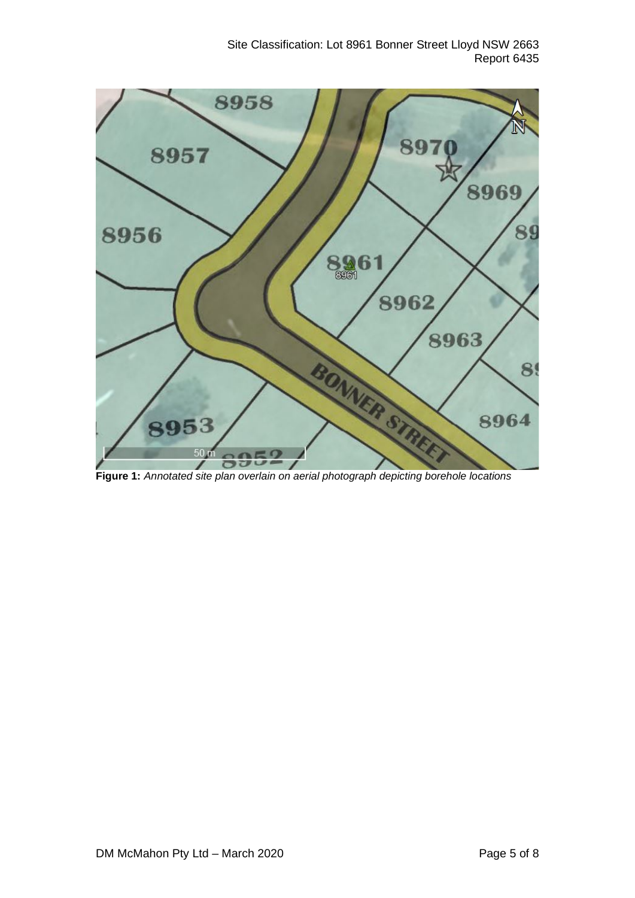**Figure 1:** *Annotated site plan overlain on aerial photograph depicting borehole locations*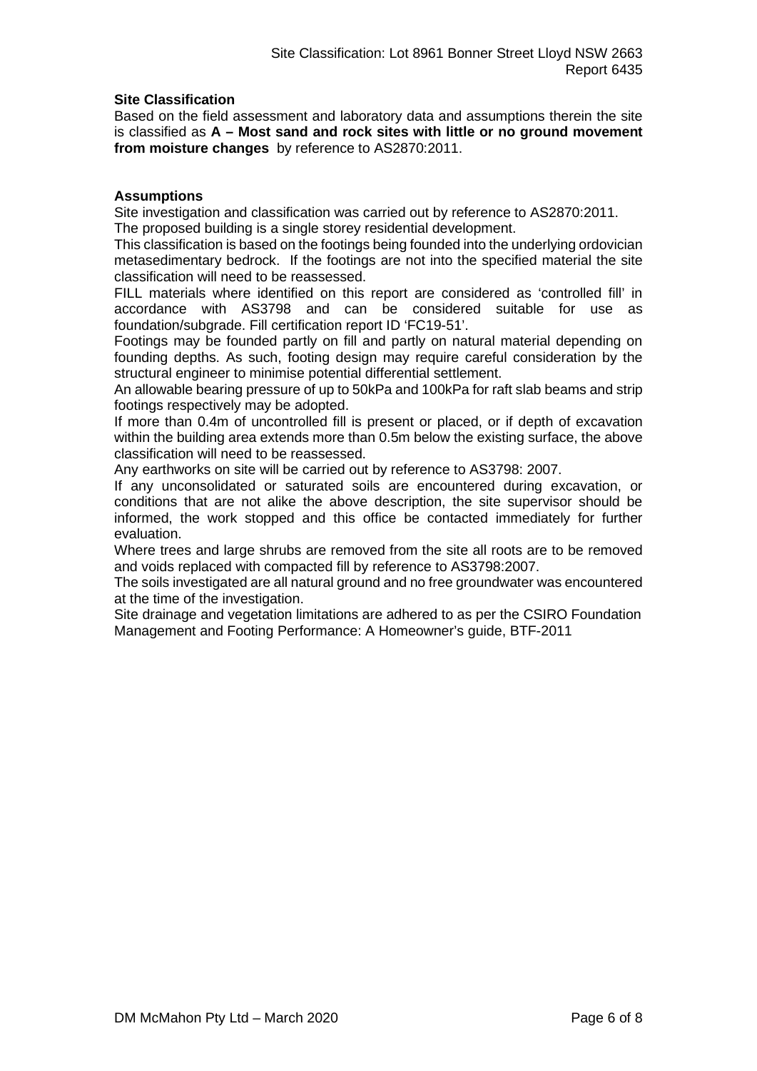### Site Classification

Based on the field assessment and laboratory data and assumptions therein the site is classified as **A – Most sand and rock sites with little or no ground movement from moisture changes** by reference to AS2870:2011.

### Assumptions

Site investigation and classification was carried out by reference to AS2870:2011.

The proposed building is a single storey residential development.

This classification is based on the footings being founded into the underlying ordovician metasedimentary bedrock. If the footings are not into the specified material the site classification will need to be reassessed.

FILL materials where identified on this report are considered as 'controlled fill' in accordance with AS3798 and can be considered suitable for use as foundation/subgrade. Fill certification report ID 'FC19-51'.

Footings may be founded partly on fill and partly on natural material depending on founding depths. As such, footing design may require careful consideration by the structural engineer to minimise potential differential settlement.

An allowable bearing pressure of up to 50kPa and 100kPa for raft slab beams and strip footings respectively may be adopted.

If more than 0.4m of uncontrolled fill is present or placed, or if depth of excavation within the building area extends more than 0.5m below the existing surface, the above classification will need to be reassessed.

Any earthworks on site will be carried out by reference to AS3798: 2007.

If any unconsolidated or saturated soils are encountered during excavation, or conditions that are not alike the above description, the site supervisor should be informed, the work stopped and this office be contacted immediately for further evaluation.

Where trees and large shrubs are removed from the site all roots are to be removed and voids replaced with compacted fill by reference to AS3798:2007.

The soils investigated are all natural ground and no free groundwater was encountered at the time of the investigation.

Site drainage and vegetation limitations are adhered to as per the CSIRO Foundation Management and Footing Performance: A Homeowner's guide, BTF-2011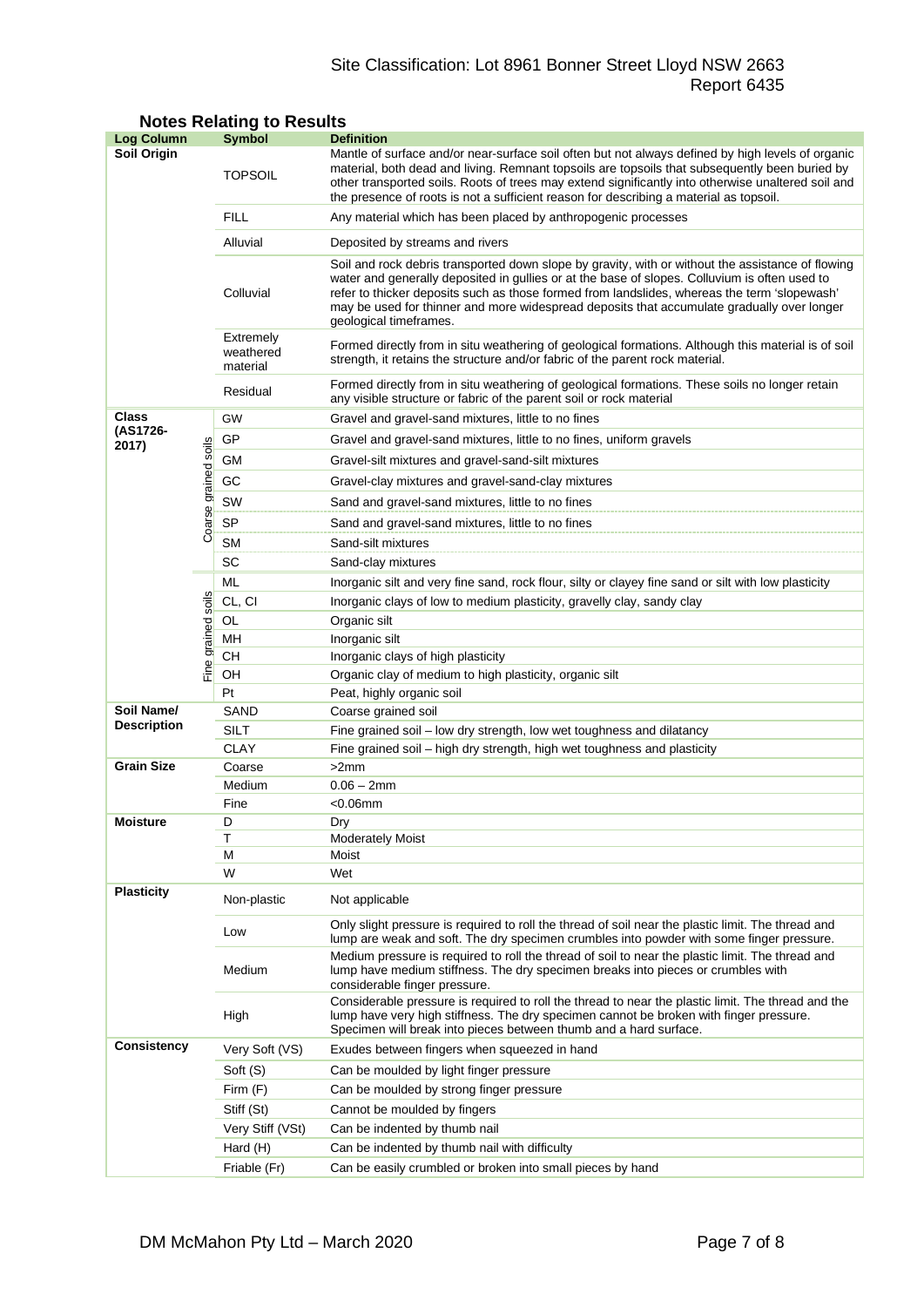## Notes Relating to Results

| Log Column | | Symbol | Definition |
|---|---|---|---|
| **Soil Origin** | | TOPSOIL | Mantle of surface and/or near-surface soil often but not always defined by high levels of organic material, both dead and living. Remnant topsoils are topsoils that subsequently been buried by other transported soils. Roots of trees may extend significantly into otherwise unaltered soil and the presence of roots is not a sufficient reason for describing a material as topsoil. |
| | | FILL | Any material which has been placed by anthropogenic processes |
| | | Alluvial | Deposited by streams and rivers |
| | | Colluvial | Soil and rock debris transported down slope by gravity, with or without the assistance of flowing water and generally deposited in gullies or at the base of slopes. Colluvium is often used to refer to thicker deposits such as those formed from landslides, whereas the term 'slopewash' may be used for thinner and more widespread deposits that accumulate gradually over longer geological timeframes. |
| | | Extremely weathered material | Formed directly from in situ weathering of geological formations. Although this material is of soil strength, it retains the structure and/or fabric of the parent rock material. |
| | | Residual | Formed directly from in situ weathering of geological formations. These soils no longer retain any visible structure or fabric of the parent soil or rock material |
| **Class (AS1726-2017)** | Coarse grained soils | GW | Gravel and gravel-sand mixtures, little to no fines |
| | | GP | Gravel and gravel-sand mixtures, little to no fines, uniform gravels |
| | | GM | Gravel-silt mixtures and gravel-sand-silt mixtures |
| | | GC | Gravel-clay mixtures and gravel-sand-clay mixtures |
| | | SW | Sand and gravel-sand mixtures, little to no fines |
| | | SP | Sand and gravel-sand mixtures, little to no fines |
| | | SM | Sand-silt mixtures |
| | | SC | Sand-clay mixtures |
| | Fine grained soils | ML | Inorganic silt and very fine sand, rock flour, silty or clayey fine sand or silt with low plasticity |
| | | CL, CI | Inorganic clays of low to medium plasticity, gravelly clay, sandy clay |
| | | OL | Organic silt |
| | | MH | Inorganic silt |
| | | CH | Inorganic clays of high plasticity |
| | | OH | Organic clay of medium to high plasticity, organic silt |
| | | Pt | Peat, highly organic soil |
| **Soil Name/ Description** | | SAND | Coarse grained soil |
| | | SILT | Fine grained soil – low dry strength, low wet toughness and dilatancy |
| | | CLAY | Fine grained soil – high dry strength, high wet toughness and plasticity |
| **Grain Size** | | Coarse | >2mm |
| | | Medium | 0.06 – 2mm |
| | | Fine | <0.06mm |
| **Moisture** | | D | Dry |
| | | T | Moderately Moist |
| | | M | Moist |
| | | W | Wet |
| **Plasticity** | | Non-plastic | Not applicable |
| | | Low | Only slight pressure is required to roll the thread of soil near the plastic limit. The thread and lump are weak and soft. The dry specimen crumbles into powder with some finger pressure. |
| | | Medium | Medium pressure is required to roll the thread of soil to near the plastic limit. The thread and lump have medium stiffness. The dry specimen breaks into pieces or crumbles with considerable finger pressure. |
| | | High | Considerable pressure is required to roll the thread to near the plastic limit. The thread and the lump have very high stiffness. The dry specimen cannot be broken with finger pressure. Specimen will break into pieces between thumb and a hard surface. |
| **Consistency** | | Very Soft (VS) | Exudes between fingers when squeezed in hand |
| | | Soft (S) | Can be moulded by light finger pressure |
| | | Firm (F) | Can be moulded by strong finger pressure |
| | | Stiff (St) | Cannot be moulded by fingers |
| | | Very Stiff (VSt) | Can be indented by thumb nail |
| | | Hard (H) | Can be indented by thumb nail with difficulty |
| | | Friable (Fr) | Can be easily crumbled or broken into small pieces by hand |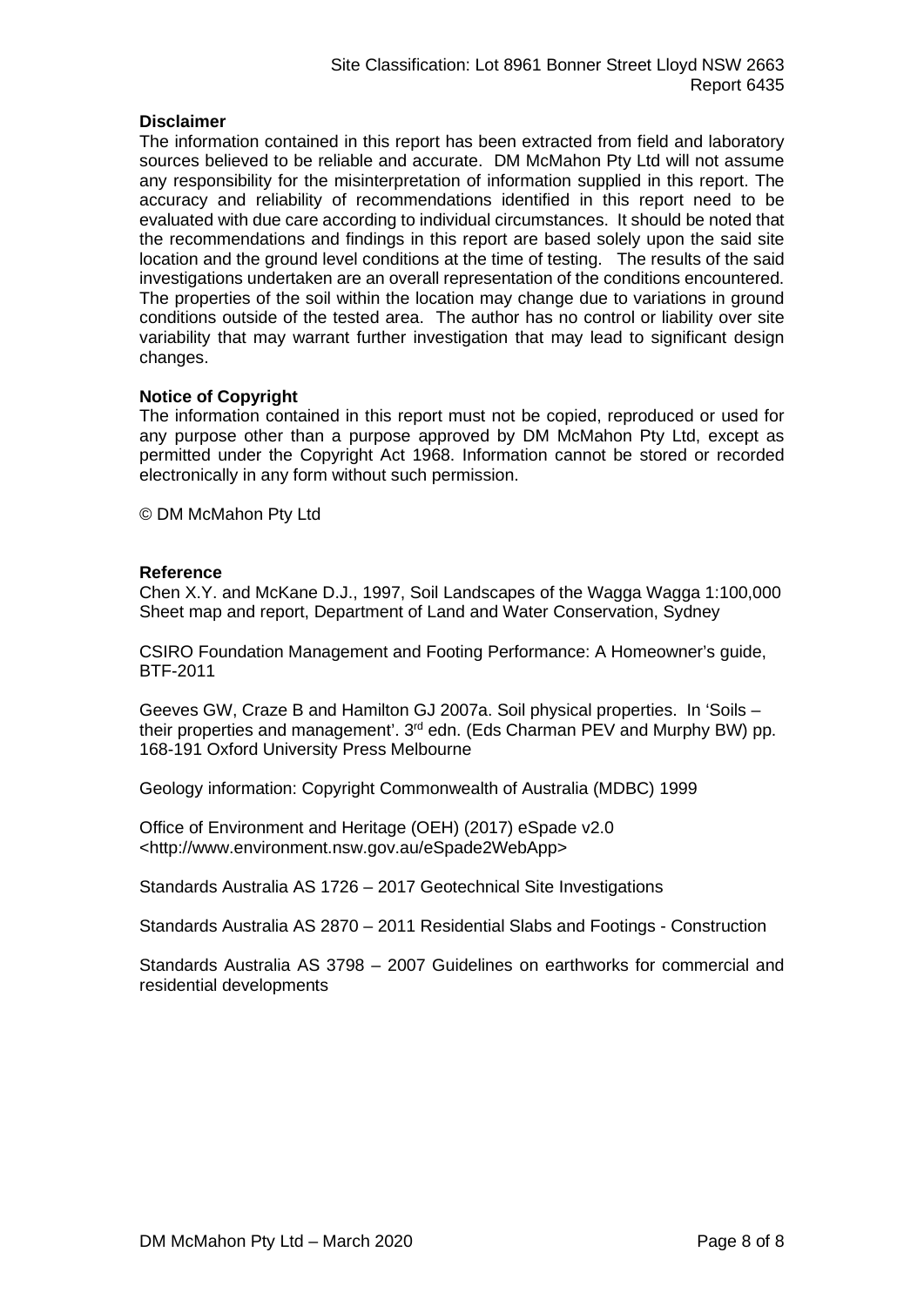**Disclaimer**

The information contained in this report has been extracted from field and laboratory sources believed to be reliable and accurate. DM McMahon Pty Ltd will not assume any responsibility for the misinterpretation of information supplied in this report. The accuracy and reliability of recommendations identified in this report need to be evaluated with due care according to individual circumstances. It should be noted that the recommendations and findings in this report are based solely upon the said site location and the ground level conditions at the time of testing. The results of the said investigations undertaken are an overall representation of the conditions encountered. The properties of the soil within the location may change due to variations in ground conditions outside of the tested area. The author has no control or liability over site variability that may warrant further investigation that may lead to significant design changes.

**Notice of Copyright**

The information contained in this report must not be copied, reproduced or used for any purpose other than a purpose approved by DM McMahon Pty Ltd, except as permitted under the Copyright Act 1968. Information cannot be stored or recorded electronically in any form without such permission.

© DM McMahon Pty Ltd

**Reference**

Chen X.Y. and McKane D.J., 1997, Soil Landscapes of the Wagga Wagga 1:100,000 Sheet map and report, Department of Land and Water Conservation, Sydney

CSIRO Foundation Management and Footing Performance: A Homeowner's guide, BTF-2011

Geeves GW, Craze B and Hamilton GJ 2007a. Soil physical properties. In 'Soils – their properties and management'. 3rd edn. (Eds Charman PEV and Murphy BW) pp. 168-191 Oxford University Press Melbourne

Geology information: Copyright Commonwealth of Australia (MDBC) 1999

Office of Environment and Heritage (OEH) (2017) eSpade v2.0 <http://www.environment.nsw.gov.au/eSpade2WebApp>

Standards Australia AS 1726 – 2017 Geotechnical Site Investigations

Standards Australia AS 2870 – 2011 Residential Slabs and Footings - Construction

Standards Australia AS 3798 – 2007 Guidelines on earthworks for commercial and residential developments